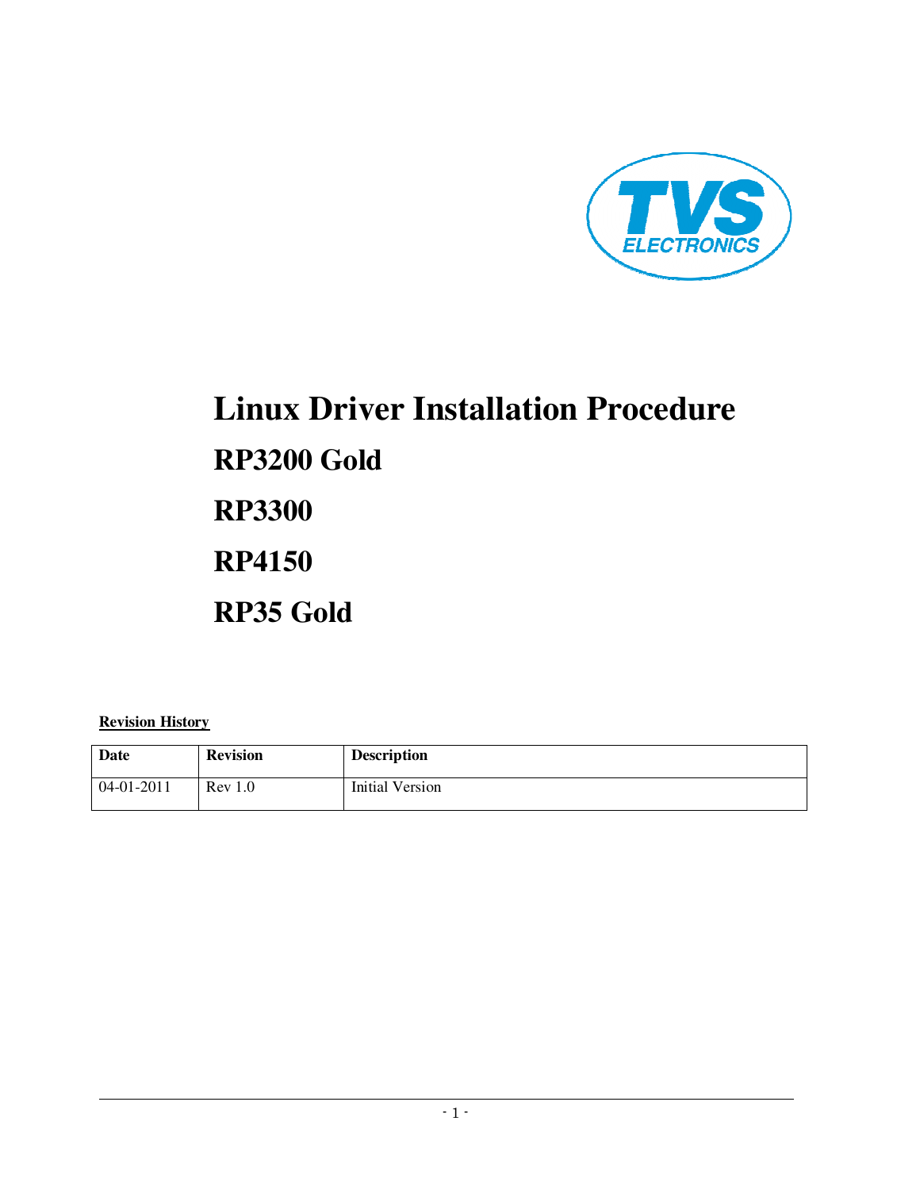TVS ELECTRONICS

# Linux Driver Installation Procedure

## RP3200 Gold

## RP3300

## RP4150

## RP35 Gold

**Revision History**

| Date | Revision | Description |
| --- | --- | --- |
| 04-01-2011 | Rev 1.0 | Initial Version |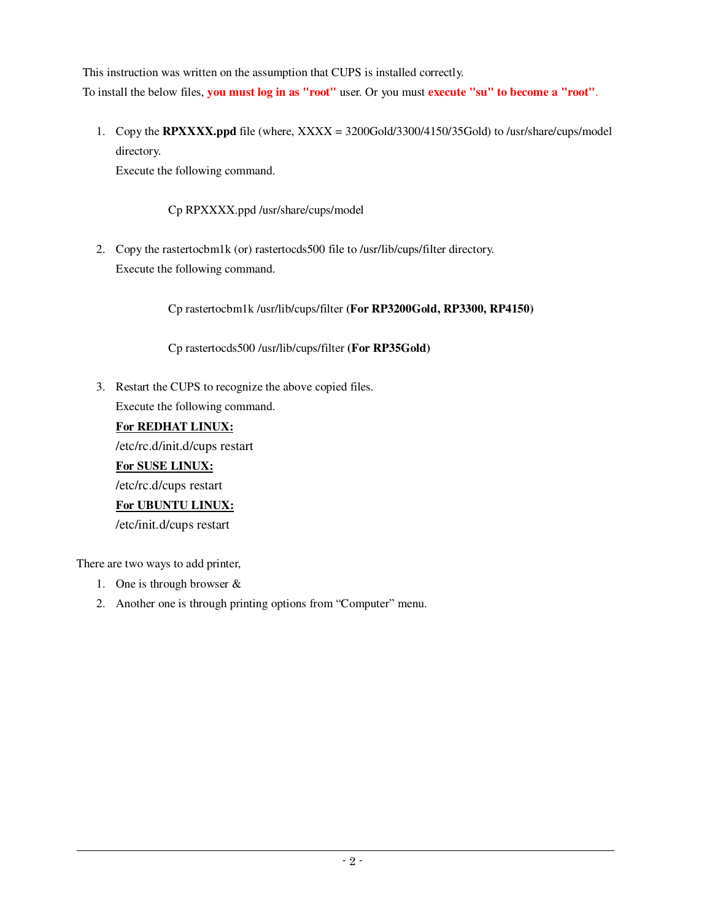This instruction was written on the assumption that CUPS is installed correctly.

To install the below files, **you must log in as "root"** user. Or you must **execute "su" to become a "root"**.

1. Copy the **RPXXXX.ppd** file (where, XXXX = 3200Gold/3300/4150/35Gold) to /usr/share/cups/model directory.
   Execute the following command.

   Cp RPXXXX.ppd /usr/share/cups/model

2. Copy the rastertocbm1k (or) rastertocds500 file to /usr/lib/cups/filter directory.
   Execute the following command.

   Cp rastertocbm1k /usr/lib/cups/filter **(For RP3200Gold, RP3300, RP4150)**

   Cp rastertocds500 /usr/lib/cups/filter **(For RP35Gold)**

3. Restart the CUPS to recognize the above copied files.
   Execute the following command.

   **For REDHAT LINUX:**
   /etc/rc.d/init.d/cups restart

   **For SUSE LINUX:**
   /etc/rc.d/cups restart

   **For UBUNTU LINUX:**
   /etc/init.d/cups restart

There are two ways to add printer,

1. One is through browser &
2. Another one is through printing options from "Computer" menu.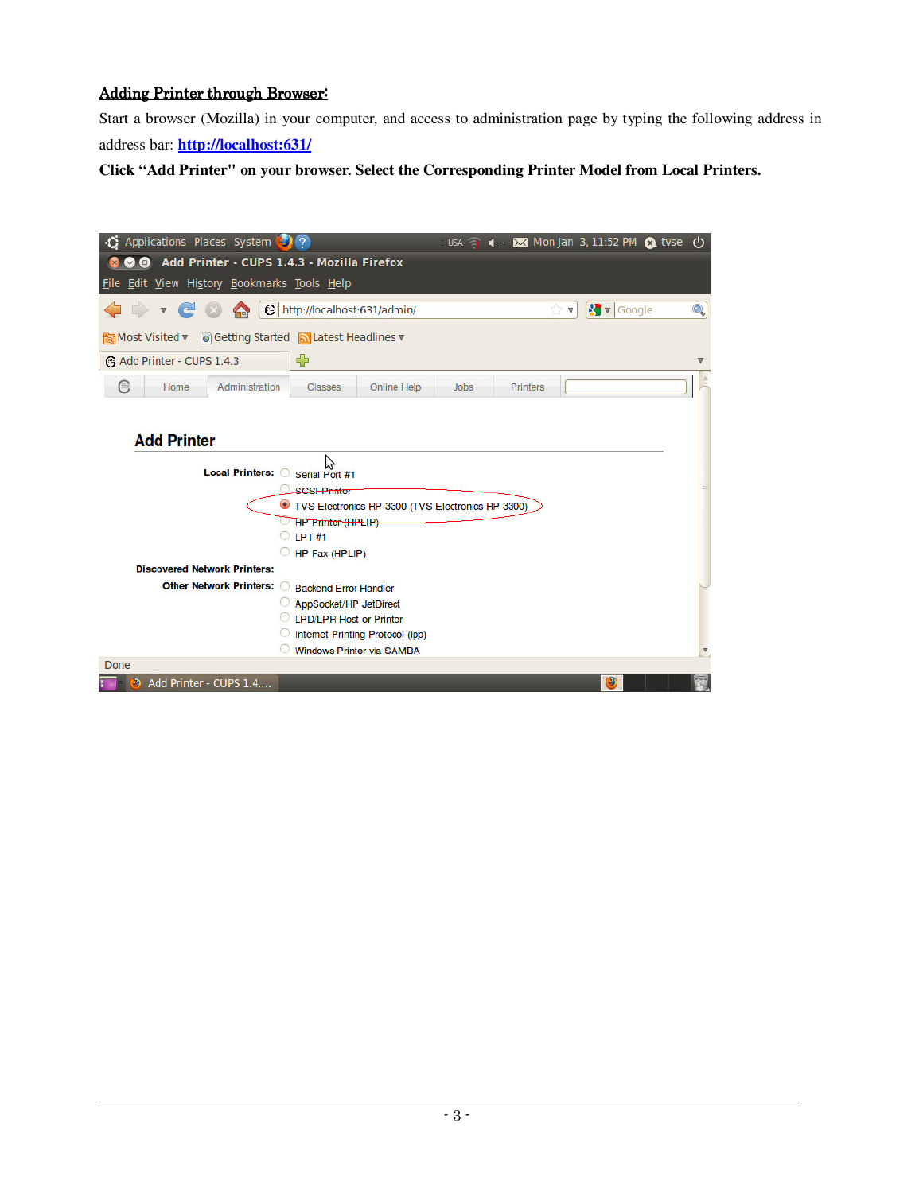## Adding Printer through Browser:

Start a browser (Mozilla) in your computer, and access to administration page by typing the following address in address bar: http://localhost:631/

**Click "Add Printer" on your browser. Select the Corresponding Printer Model from Local Printers.**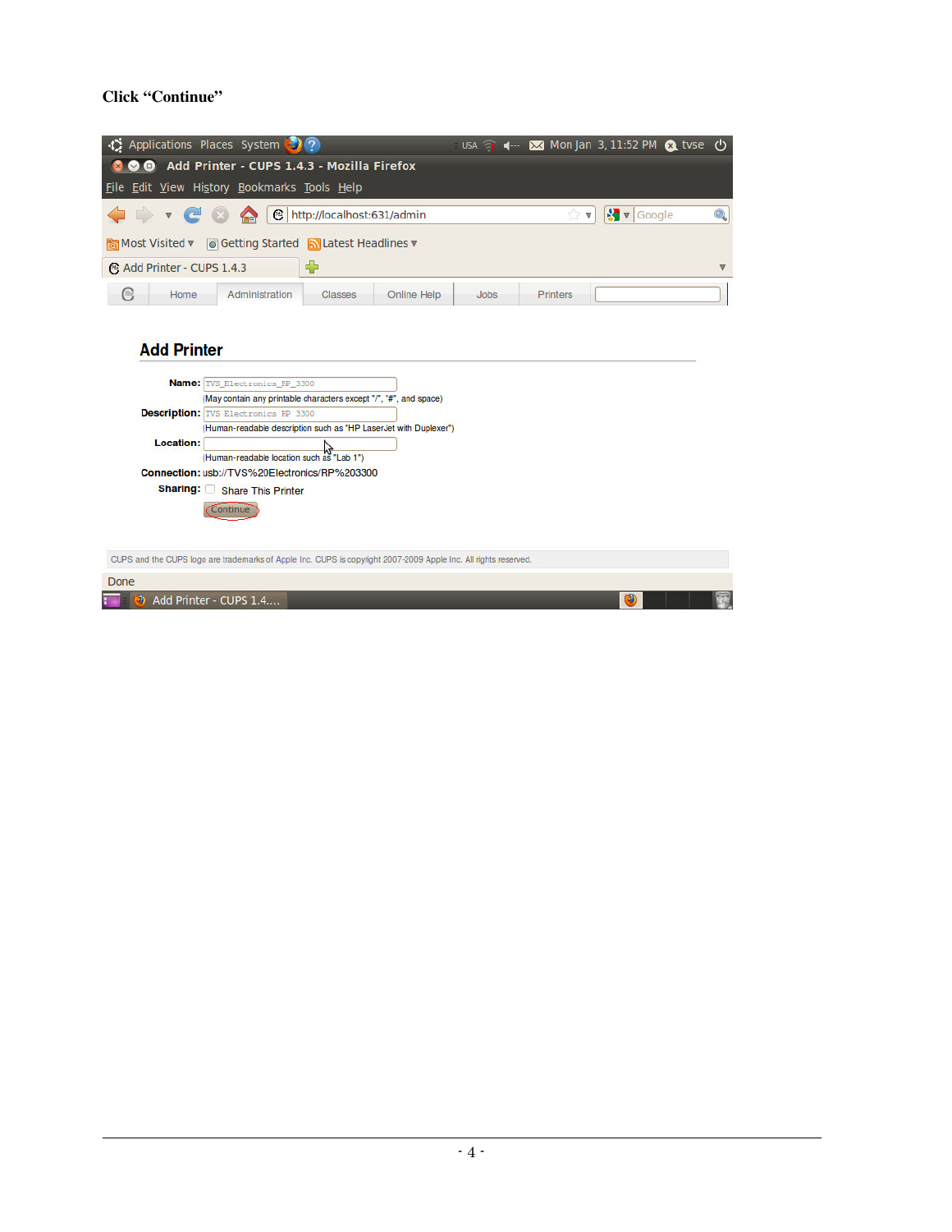**Click “Continue”**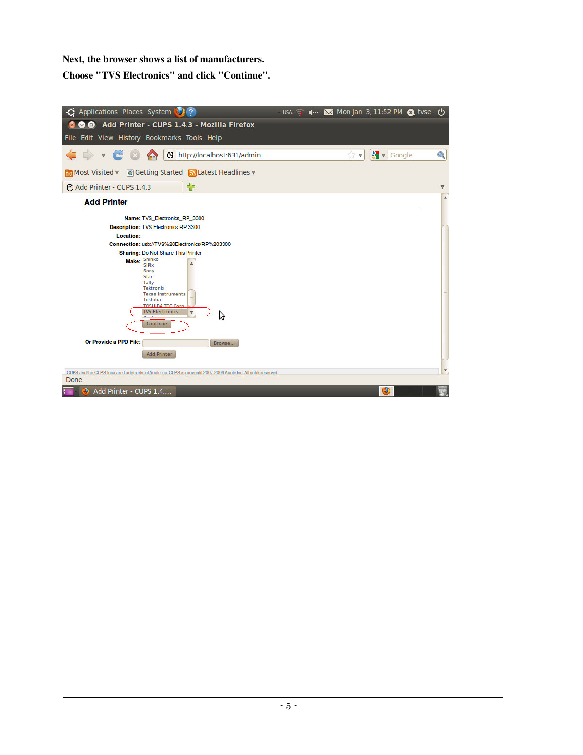**Next, the browser shows a list of manufacturers.**

**Choose "TVS Electronics" and click "Continue".**

Applications Places System

USA Mon Jan 3, 11:52 PM tvse

Add Printer - CUPS 1.4.3 - Mozilla Firefox

File Edit View History Bookmarks Tools Help

http://localhost:631/admin

Google

Most Visited ▾ Getting Started Latest Headlines ▾

Add Printer - CUPS 1.4.3

## Add Printer

**Name:** TVS_Electronics_RP_3300

**Description:** TVS Electronics RP 3300

**Location:**

**Connection:** usb://TVS%20Electronics/RP%203300

**Sharing:** Do Not Share This Printer

**Make:**
- Shinko
- SiRix
- Sony
- Star
- Tally
- Tektronix
- Texas Instruments
- Toshiba
- TOSHIBA TEC Corp.
- TVS Electronics

Continue

**Or Provide a PPD File:** Browse...

Add Printer

CUPS and the CUPS logo are trademarks of Apple Inc. CUPS is copyright 2007-2009 Apple Inc. All rights reserved.

Done

Add Printer - CUPS 1.4....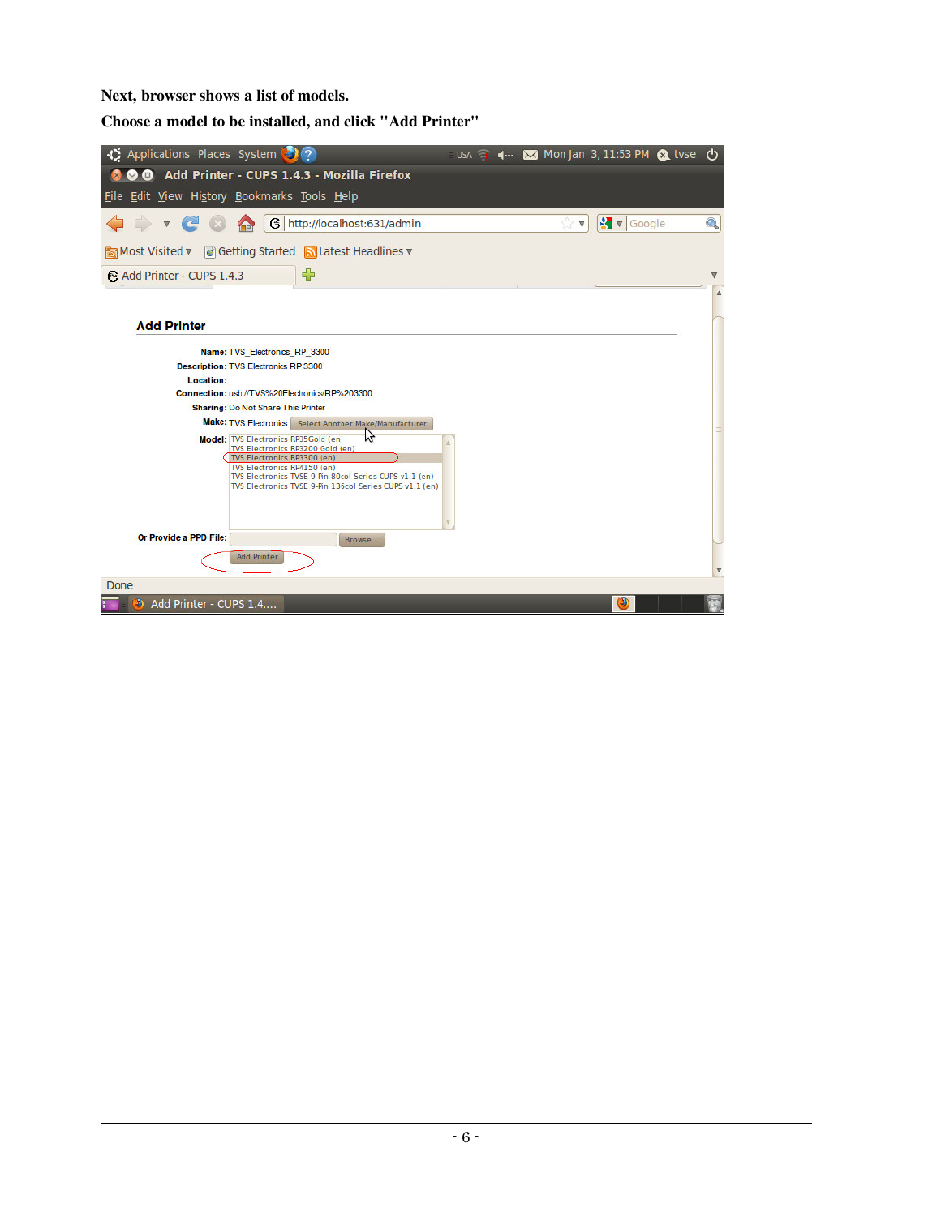**Next, browser shows a list of models.**

**Choose a model to be installed, and click "Add Printer"**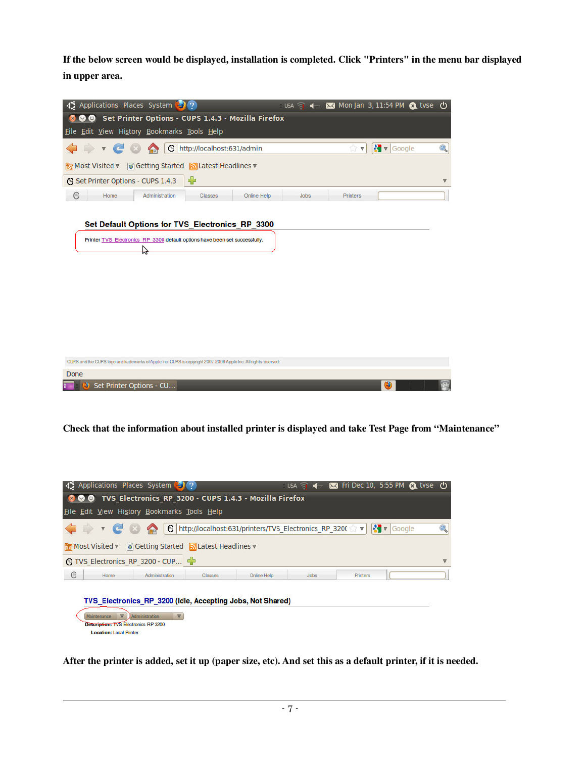**If the below screen would be displayed, installation is completed. Click "Printers" in the menu bar displayed in upper area.**

**Check that the information about installed printer is displayed and take Test Page from "Maintenance"**

**After the printer is added, set it up (paper size, etc). And set this as a default printer, if it is needed.**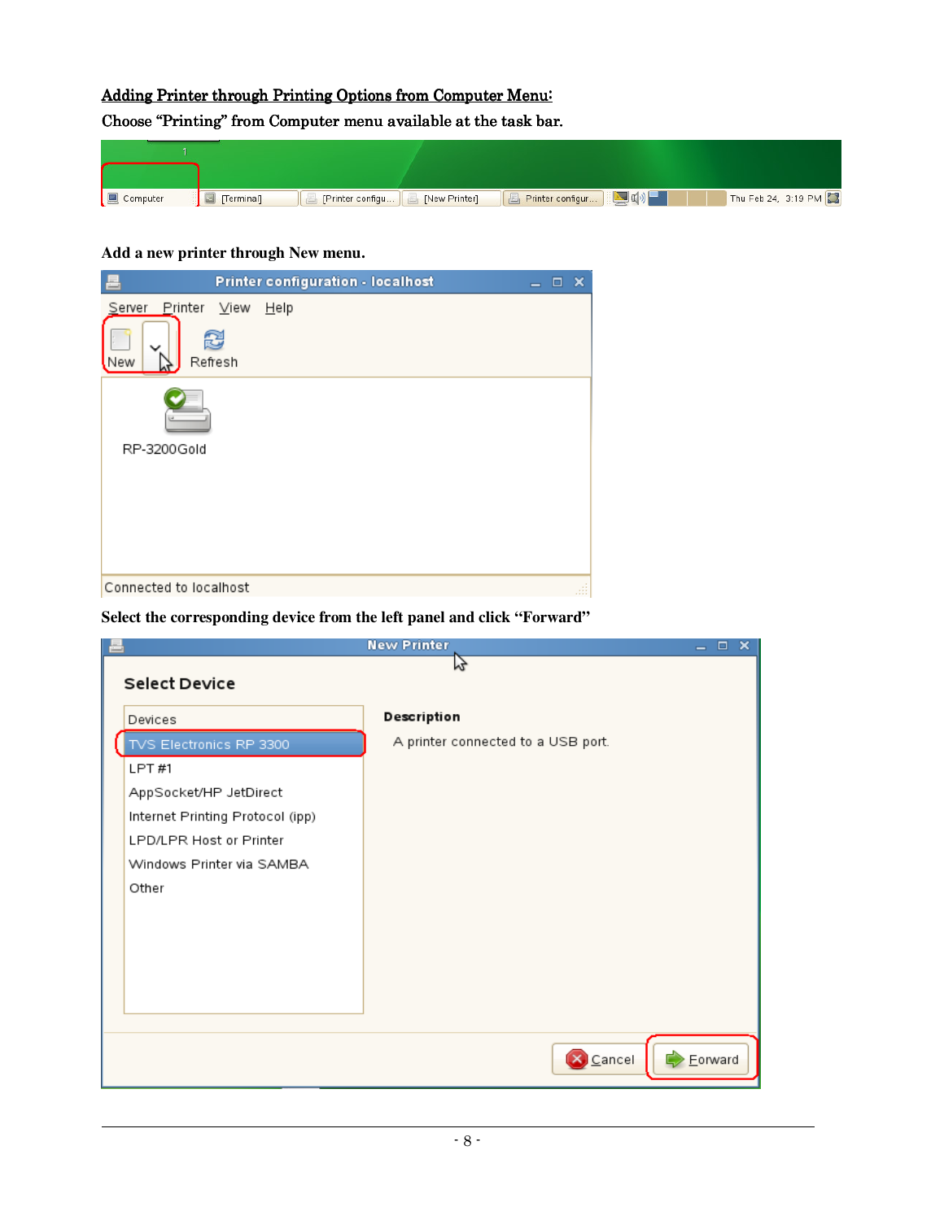## Adding Printer through Printing Options from Computer Menu:

Choose "Printing" from Computer menu available at the task bar.

Add a new printer through New menu.

Select the corresponding device from the left panel and click "Forward"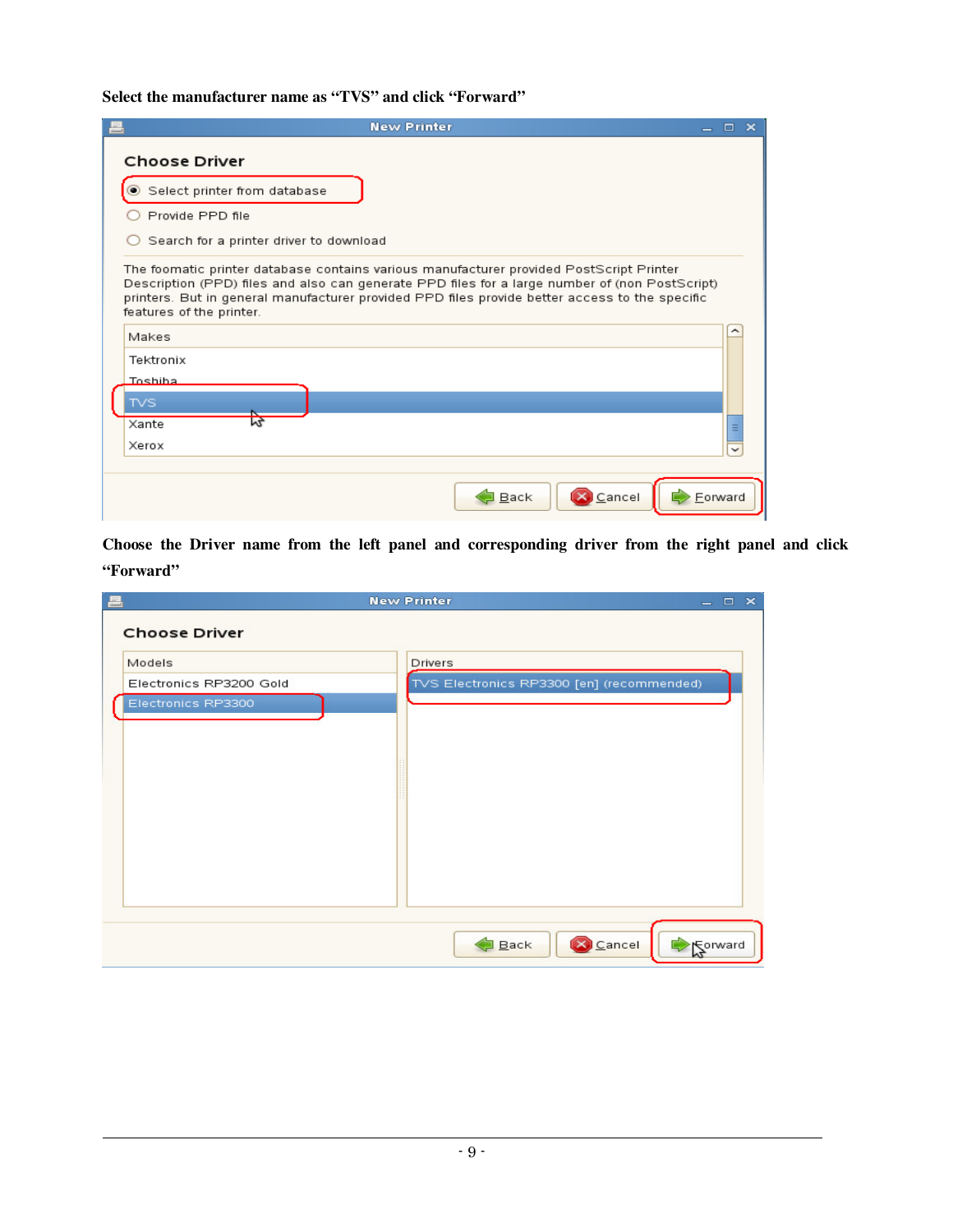**Select the manufacturer name as "TVS" and click "Forward"**

**Choose the Driver name from the left panel and corresponding driver from the right panel and click "Forward"**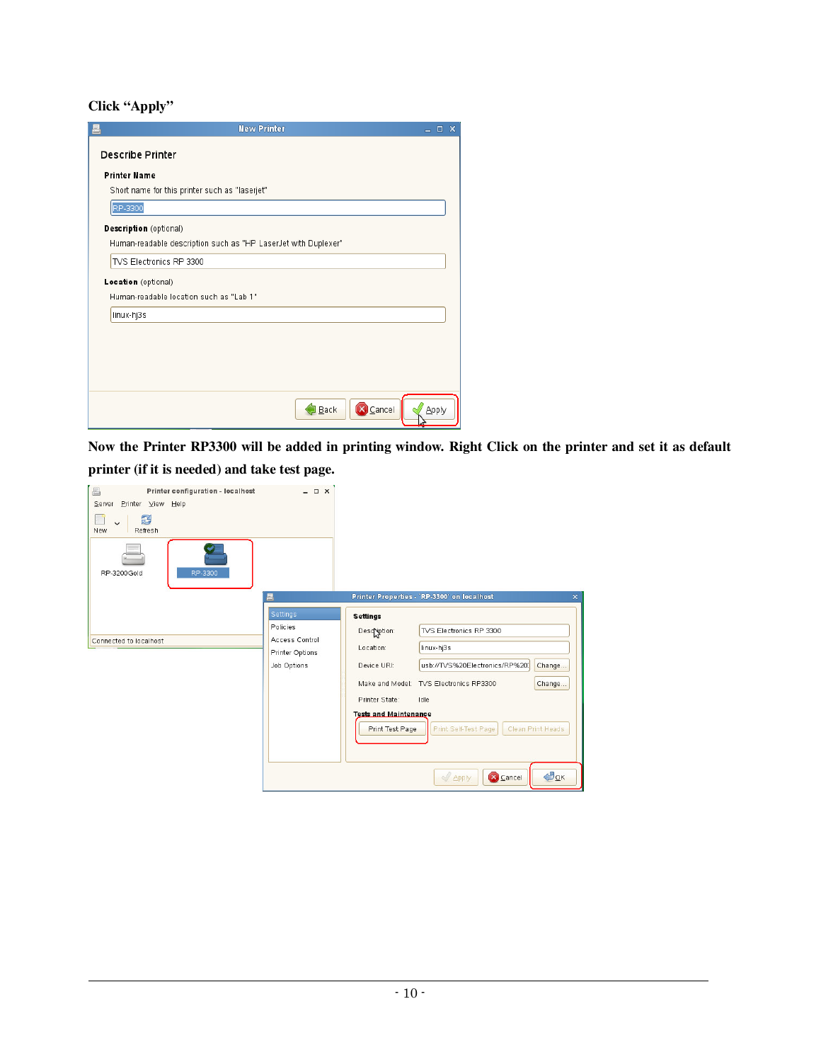**Click "Apply"**

**Now the Printer RP3300 will be added in printing window. Right Click on the printer and set it as default printer (if it is needed) and take test page.**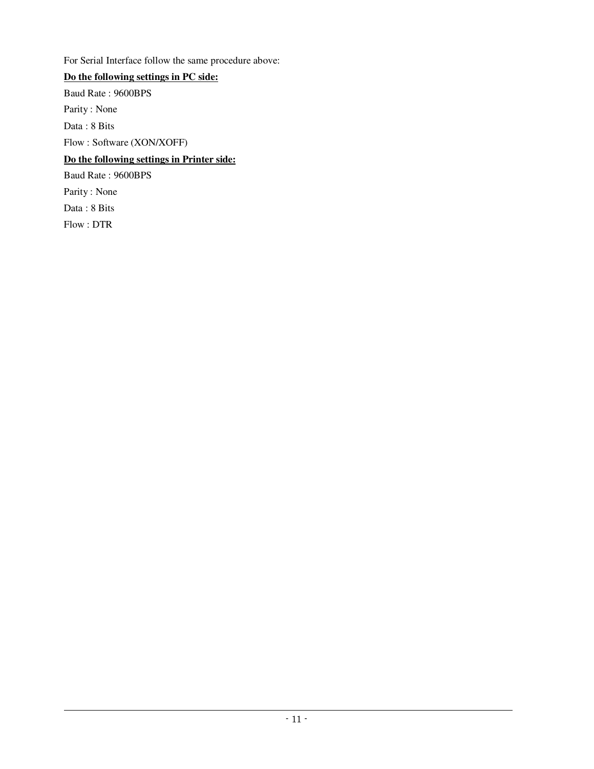For Serial Interface follow the same procedure above:

**<u>Do the following settings in PC side:</u>**

Baud Rate : 9600BPS

Parity : None

Data : 8 Bits

Flow : Software (XON/XOFF)

**<u>Do the following settings in Printer side:</u>**

Baud Rate : 9600BPS

Parity : None

Data : 8 Bits

Flow : DTR